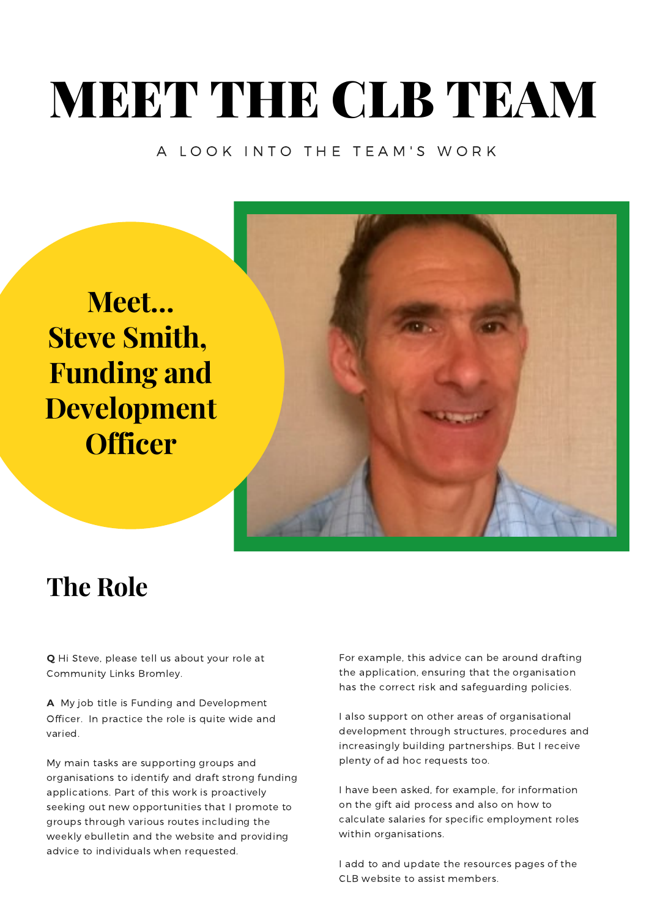# MEET THE CLB TEAM

A LOOK INTO THE TEAM'S WORK

## Meet... Steve Smith, Funding and Development Officer

## The Role

**Q** Hi Steve, please tell us about your role at Community Links Bromley.

**A** My job title is Funding and Development Officer. In practice the role is quite wide and varied.

My main tasks are supporting groups and organisations to identify and draft strong funding applications. Part of this work is proactively seeking out new opportunities that I promote to groups through various routes including the weekly ebulletin and the website and providing advice to individuals when requested.

For example, this advice can be around drafting the application, ensuring that the organisation has the correct risk and safeguarding policies.

I also support on other areas of organisational development through structures, procedures and increasingly building partnerships. But I receive plenty of ad hoc requests too.

I have been asked, for example, for information on the gift aid process and also on how to calculate salaries for specific employment roles within organisations.

I add to and update the resources pages of the CLB website to assist members.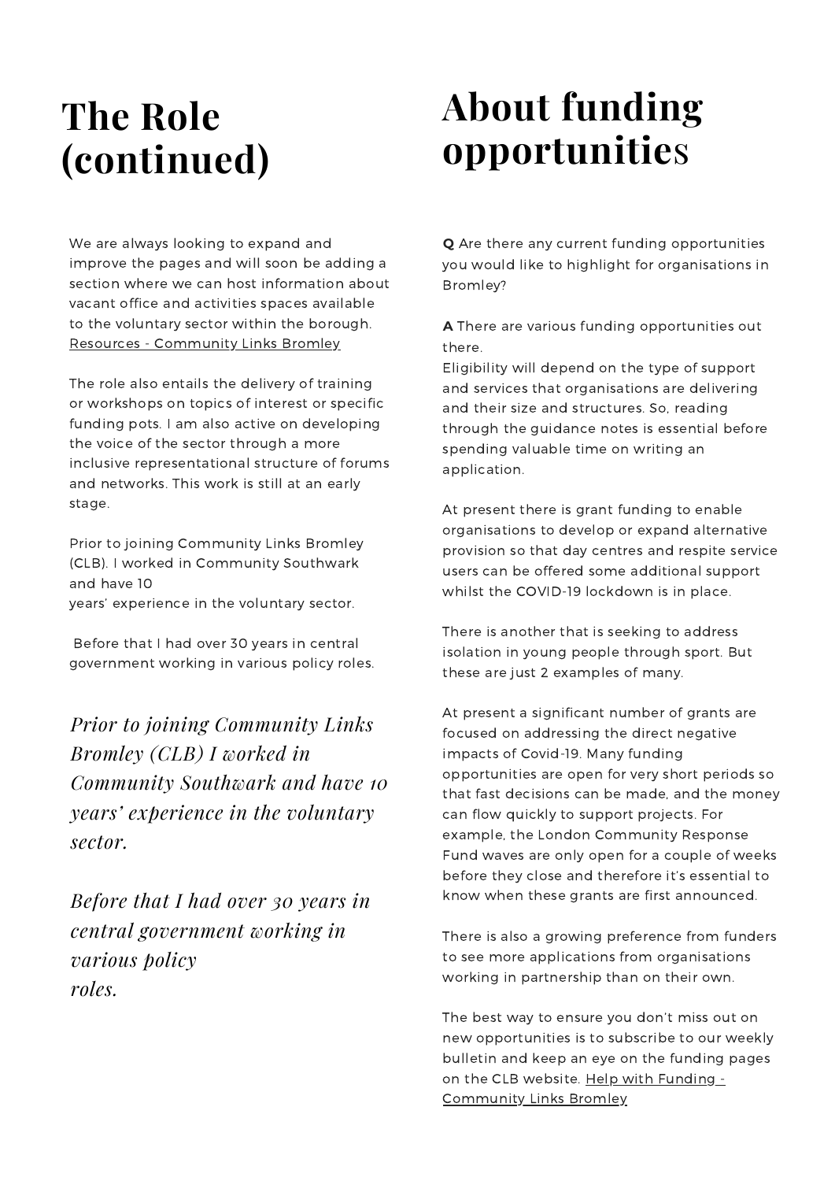# The Role (continued)

We are always looking to expand and improve the pages and will soon be adding a section where we can host information about vacant office and activities spaces available to the voluntary sector within the borough. Resources - Community Links Bromley

The role also entails the delivery of training or workshops on topics of interest or specific funding pots. I am also active on developing the voice of the sector through a more inclusive representational structure of forums and networks. This work is still at an early stage.

Prior to joining Community Links Bromley (CLB). I worked in Community Southwark and have 10 years' experience in the voluntary sector.

Before that I had over 30 years in central government working in various policy roles.

*Prior to joining Community Links Bromley (CLB) I worked in Community Southwark and have 10 years' experience in the voluntary sector.*

*Before that I had over 30 years in central government working in various policy roles.*

# About funding opportunities

**Q** Are there any current funding opportunities you would like to highlight for organisations in Bromley?

**A** There are various funding opportunities out there.
Eligibility will depend on the type of support and services that organisations are delivering and their size and structures. So, reading through the guidance notes is essential before spending valuable time on writing an application.

At present there is grant funding to enable organisations to develop or expand alternative provision so that day centres and respite service users can be offered some additional support whilst the COVID-19 lockdown is in place.

There is another that is seeking to address isolation in young people through sport. But these are just 2 examples of many.

At present a significant number of grants are focused on addressing the direct negative impacts of Covid-19. Many funding opportunities are open for very short periods so that fast decisions can be made, and the money can flow quickly to support projects. For example, the London Community Response Fund waves are only open for a couple of weeks before they close and therefore it's essential to know when these grants are first announced.

There is also a growing preference from funders to see more applications from organisations working in partnership than on their own.

The best way to ensure you don't miss out on new opportunities is to subscribe to our weekly bulletin and keep an eye on the funding pages on the CLB website. Help with Funding - Community Links Bromley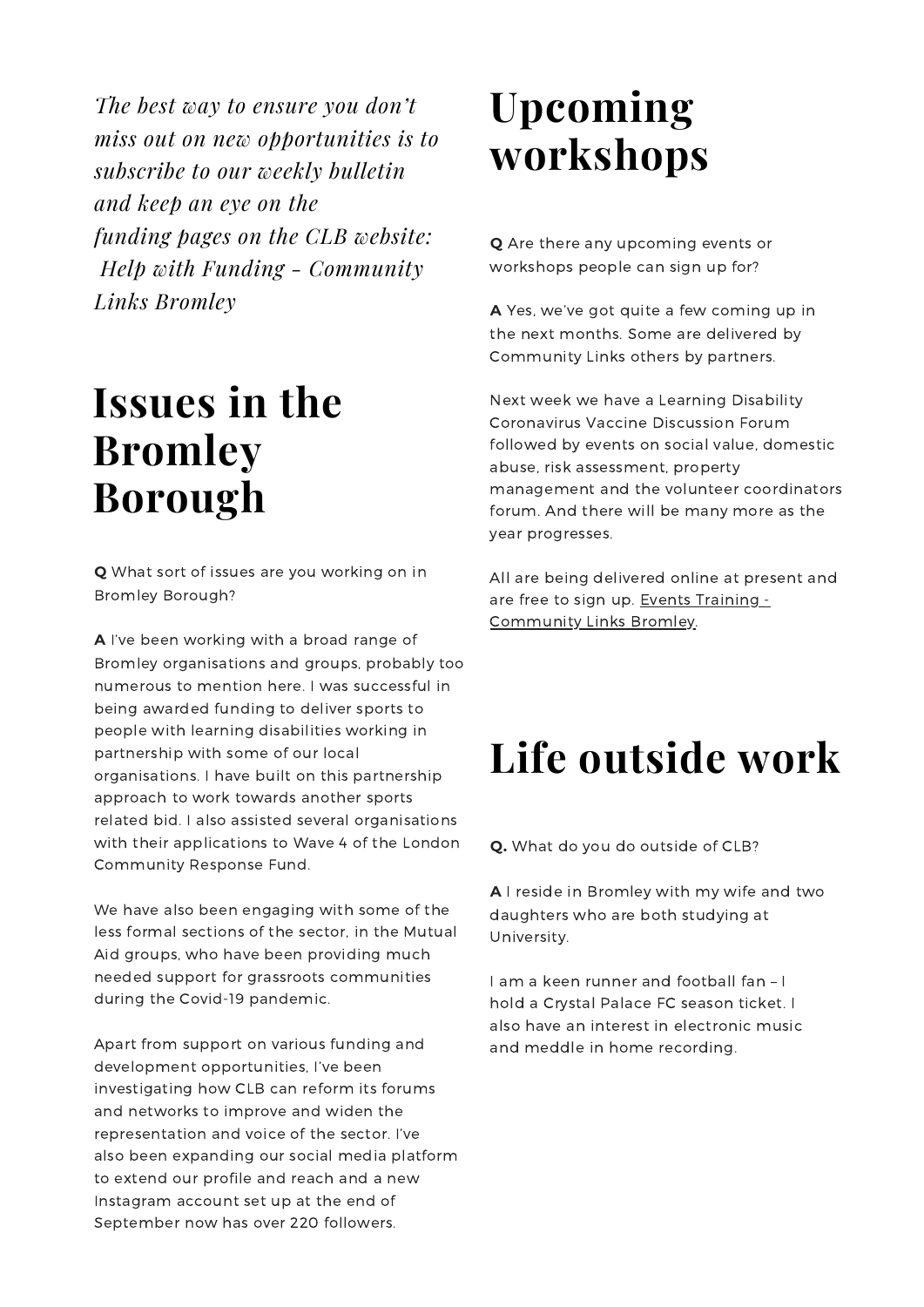*The best way to ensure you don't miss out on new opportunities is to subscribe to our weekly bulletin and keep an eye on the funding pages on the CLB website: Help with Funding – Community Links Bromley*

# Issues in the Bromley Borough

**Q** What sort of issues are you working on in Bromley Borough?

**A** I've been working with a broad range of Bromley organisations and groups, probably too numerous to mention here. I was successful in being awarded funding to deliver sports to people with learning disabilities working in partnership with some of our local organisations. I have built on this partnership approach to work towards another sports related bid. I also assisted several organisations with their applications to Wave 4 of the London Community Response Fund.

We have also been engaging with some of the less formal sections of the sector, in the Mutual Aid groups, who have been providing much needed support for grassroots communities during the Covid-19 pandemic.

Apart from support on various funding and development opportunities, I've been investigating how CLB can reform its forums and networks to improve and widen the representation and voice of the sector. I've also been expanding our social media platform to extend our profile and reach and a new Instagram account set up at the end of September now has over 220 followers.

# Upcoming workshops

**Q** Are there any upcoming events or workshops people can sign up for?

**A** Yes, we've got quite a few coming up in the next months. Some are delivered by Community Links others by partners.

Next week we have a Learning Disability Coronavirus Vaccine Discussion Forum followed by events on social value, domestic abuse, risk assessment, property management and the volunteer coordinators forum. And there will be many more as the year progresses.

All are being delivered online at present and are free to sign up. Events Training - Community Links Bromley.

# Life outside work

**Q.** What do you do outside of CLB?

**A** I reside in Bromley with my wife and two daughters who are both studying at University.

I am a keen runner and football fan – I hold a Crystal Palace FC season ticket. I also have an interest in electronic music and meddle in home recording.